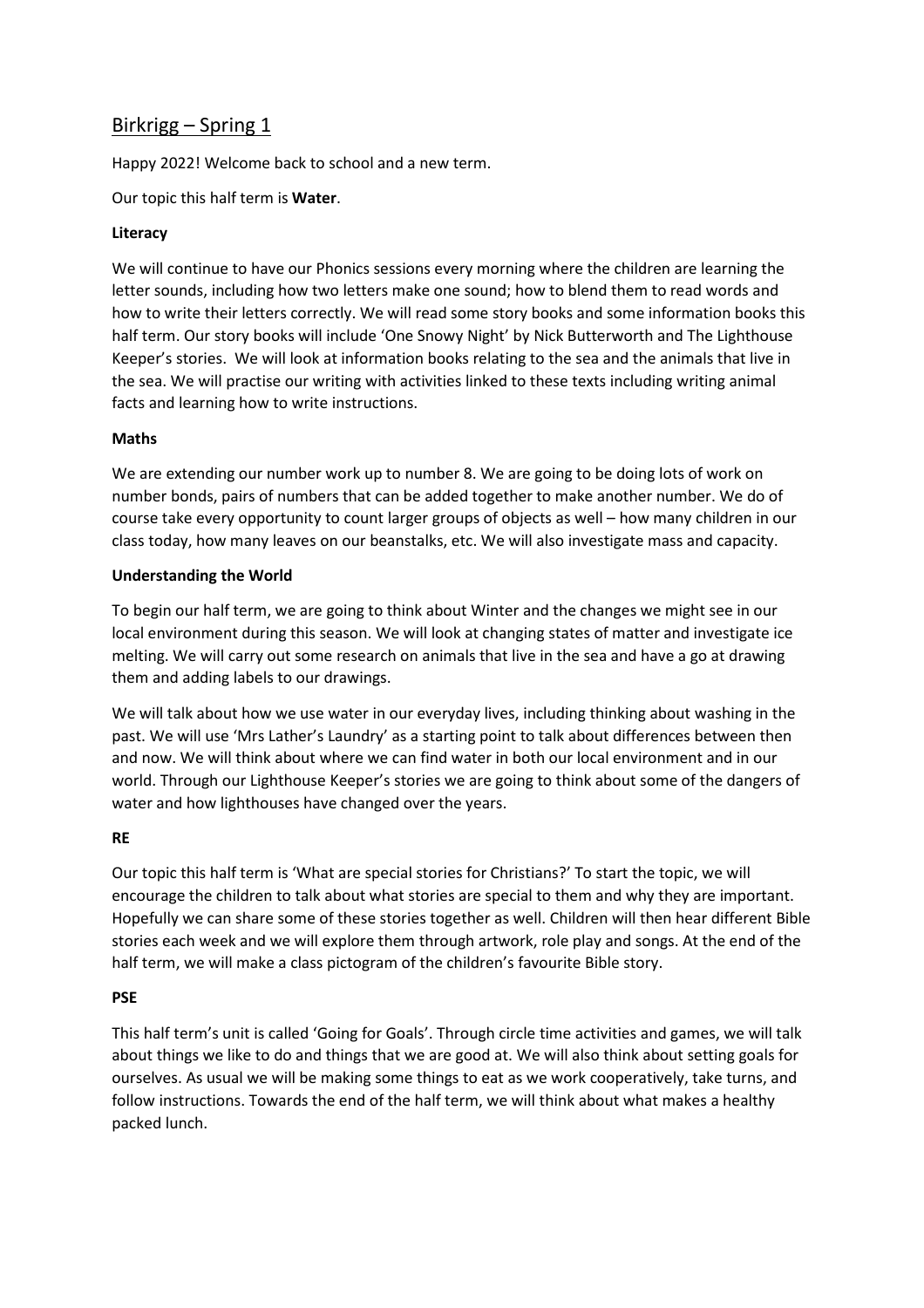# Birkrigg – Spring 1

Happy 2022! Welcome back to school and a new term.

Our topic this half term is **Water**.

**Literacy**

We will continue to have our Phonics sessions every morning where the children are learning the letter sounds, including how two letters make one sound; how to blend them to read words and how to write their letters correctly. We will read some story books and some information books this half term. Our story books will include 'One Snowy Night' by Nick Butterworth and The Lighthouse Keeper's stories. We will look at information books relating to the sea and the animals that live in the sea. We will practise our writing with activities linked to these texts including writing animal facts and learning how to write instructions.

**Maths**

We are extending our number work up to number 8. We are going to be doing lots of work on number bonds, pairs of numbers that can be added together to make another number. We do of course take every opportunity to count larger groups of objects as well – how many children in our class today, how many leaves on our beanstalks, etc. We will also investigate mass and capacity.

**Understanding the World**

To begin our half term, we are going to think about Winter and the changes we might see in our local environment during this season. We will look at changing states of matter and investigate ice melting. We will carry out some research on animals that live in the sea and have a go at drawing them and adding labels to our drawings.

We will talk about how we use water in our everyday lives, including thinking about washing in the past. We will use 'Mrs Lather's Laundry' as a starting point to talk about differences between then and now. We will think about where we can find water in both our local environment and in our world. Through our Lighthouse Keeper's stories we are going to think about some of the dangers of water and how lighthouses have changed over the years.

**RE**

Our topic this half term is 'What are special stories for Christians?' To start the topic, we will encourage the children to talk about what stories are special to them and why they are important. Hopefully we can share some of these stories together as well. Children will then hear different Bible stories each week and we will explore them through artwork, role play and songs. At the end of the half term, we will make a class pictogram of the children's favourite Bible story.

**PSE**

This half term's unit is called 'Going for Goals'. Through circle time activities and games, we will talk about things we like to do and things that we are good at. We will also think about setting goals for ourselves. As usual we will be making some things to eat as we work cooperatively, take turns, and follow instructions. Towards the end of the half term, we will think about what makes a healthy packed lunch.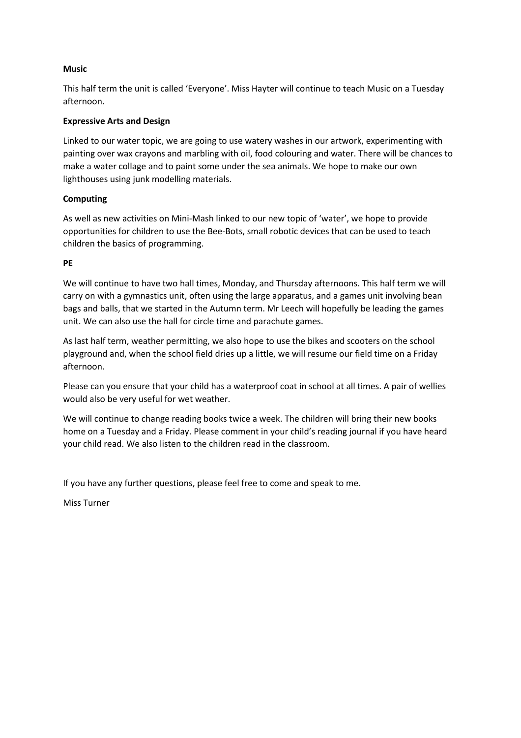**Music**

This half term the unit is called 'Everyone'. Miss Hayter will continue to teach Music on a Tuesday afternoon.

**Expressive Arts and Design**

Linked to our water topic, we are going to use watery washes in our artwork, experimenting with painting over wax crayons and marbling with oil, food colouring and water. There will be chances to make a water collage and to paint some under the sea animals. We hope to make our own lighthouses using junk modelling materials.

**Computing**

As well as new activities on Mini-Mash linked to our new topic of 'water', we hope to provide opportunities for children to use the Bee-Bots, small robotic devices that can be used to teach children the basics of programming.

**PE**

We will continue to have two hall times, Monday, and Thursday afternoons. This half term we will carry on with a gymnastics unit, often using the large apparatus, and a games unit involving bean bags and balls, that we started in the Autumn term. Mr Leech will hopefully be leading the games unit. We can also use the hall for circle time and parachute games.

As last half term, weather permitting, we also hope to use the bikes and scooters on the school playground and, when the school field dries up a little, we will resume our field time on a Friday afternoon.

Please can you ensure that your child has a waterproof coat in school at all times. A pair of wellies would also be very useful for wet weather.

We will continue to change reading books twice a week. The children will bring their new books home on a Tuesday and a Friday. Please comment in your child's reading journal if you have heard your child read. We also listen to the children read in the classroom.

If you have any further questions, please feel free to come and speak to me.

Miss Turner